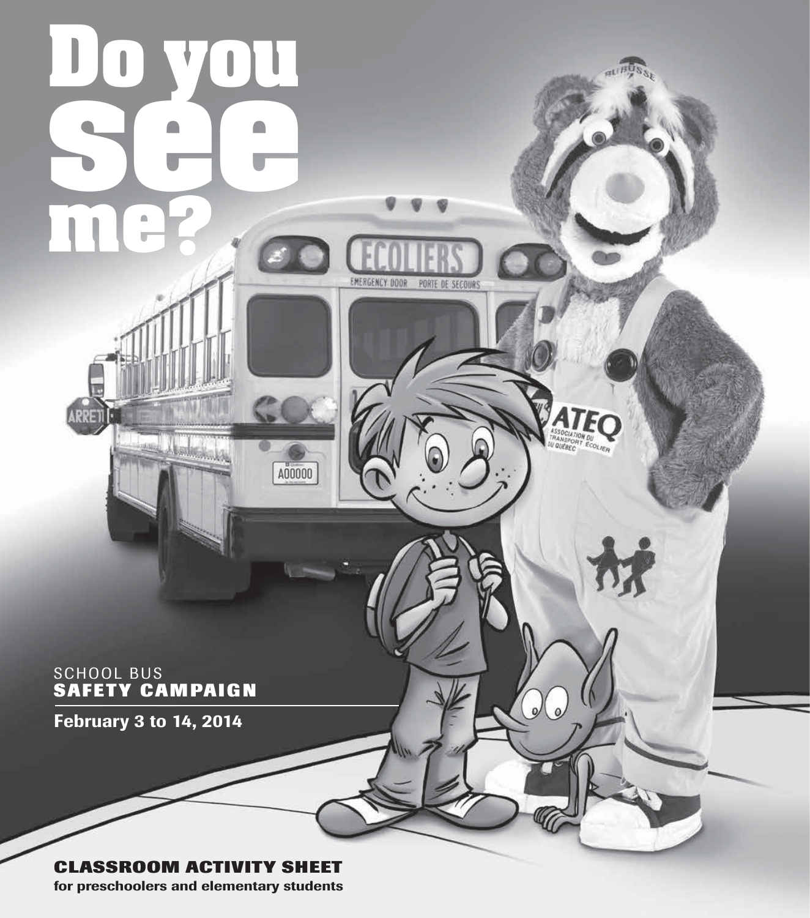# Do you see me?

SCHOOL BUS
**SAFETY CAMPAIGN**

**February 3 to 14, 2014**

## CLASSROOM ACTIVITY SHEET

**for preschoolers and elementary students**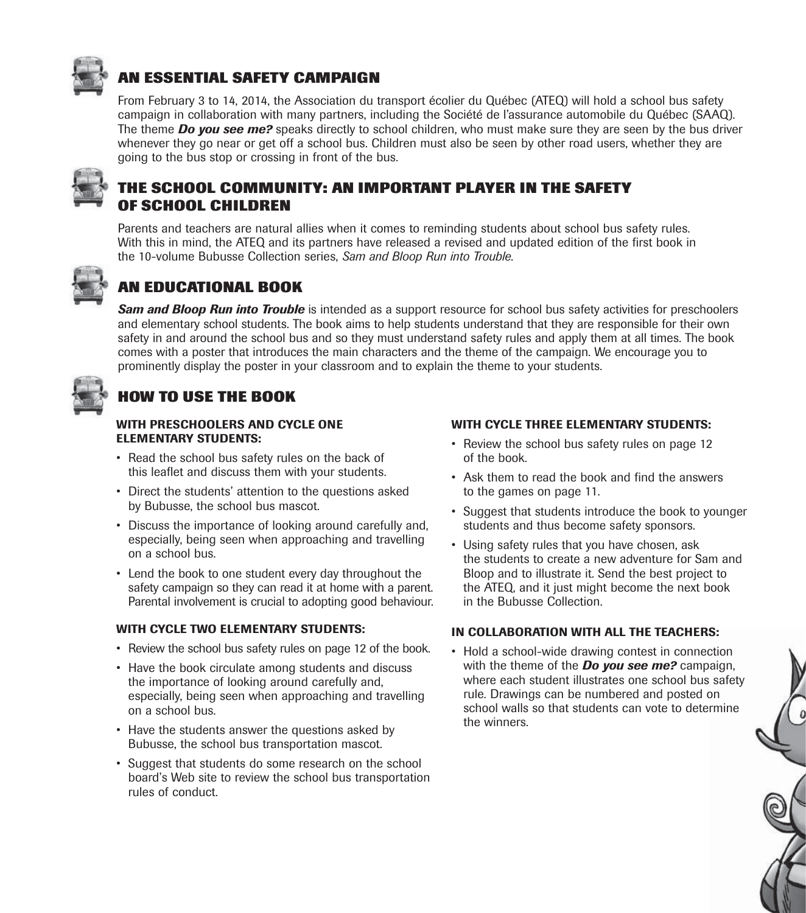## AN ESSENTIAL SAFETY CAMPAIGN

From February 3 to 14, 2014, the Association du transport écolier du Québec (ATEQ) will hold a school bus safety campaign in collaboration with many partners, including the Société de l'assurance automobile du Québec (SAAQ). The theme ***Do you see me?*** speaks directly to school children, who must make sure they are seen by the bus driver whenever they go near or get off a school bus. Children must also be seen by other road users, whether they are going to the bus stop or crossing in front of the bus.

## THE SCHOOL COMMUNITY: AN IMPORTANT PLAYER IN THE SAFETY OF SCHOOL CHILDREN

Parents and teachers are natural allies when it comes to reminding students about school bus safety rules. With this in mind, the ATEQ and its partners have released a revised and updated edition of the first book in the 10-volume Bubusse Collection series, *Sam and Bloop Run into Trouble*.

## AN EDUCATIONAL BOOK

***Sam and Bloop Run into Trouble*** is intended as a support resource for school bus safety activities for preschoolers and elementary school students. The book aims to help students understand that they are responsible for their own safety in and around the school bus and so they must understand safety rules and apply them at all times. The book comes with a poster that introduces the main characters and the theme of the campaign. We encourage you to prominently display the poster in your classroom and to explain the theme to your students.

## HOW TO USE THE BOOK

### WITH PRESCHOOLERS AND CYCLE ONE ELEMENTARY STUDENTS:

- Read the school bus safety rules on the back of this leaflet and discuss them with your students.
- Direct the students' attention to the questions asked by Bubusse, the school bus mascot.
- Discuss the importance of looking around carefully and, especially, being seen when approaching and travelling on a school bus.
- Lend the book to one student every day throughout the safety campaign so they can read it at home with a parent. Parental involvement is crucial to adopting good behaviour.

### WITH CYCLE TWO ELEMENTARY STUDENTS:

- Review the school bus safety rules on page 12 of the book.
- Have the book circulate among students and discuss the importance of looking around carefully and, especially, being seen when approaching and travelling on a school bus.
- Have the students answer the questions asked by Bubusse, the school bus transportation mascot.
- Suggest that students do some research on the school board's Web site to review the school bus transportation rules of conduct.

### WITH CYCLE THREE ELEMENTARY STUDENTS:

- Review the school bus safety rules on page 12 of the book.
- Ask them to read the book and find the answers to the games on page 11.
- Suggest that students introduce the book to younger students and thus become safety sponsors.
- Using safety rules that you have chosen, ask the students to create a new adventure for Sam and Bloop and to illustrate it. Send the best project to the ATEQ, and it just might become the next book in the Bubusse Collection.

### IN COLLABORATION WITH ALL THE TEACHERS:

- Hold a school-wide drawing contest in connection with the theme of the ***Do you see me?*** campaign, where each student illustrates one school bus safety rule. Drawings can be numbered and posted on school walls so that students can vote to determine the winners.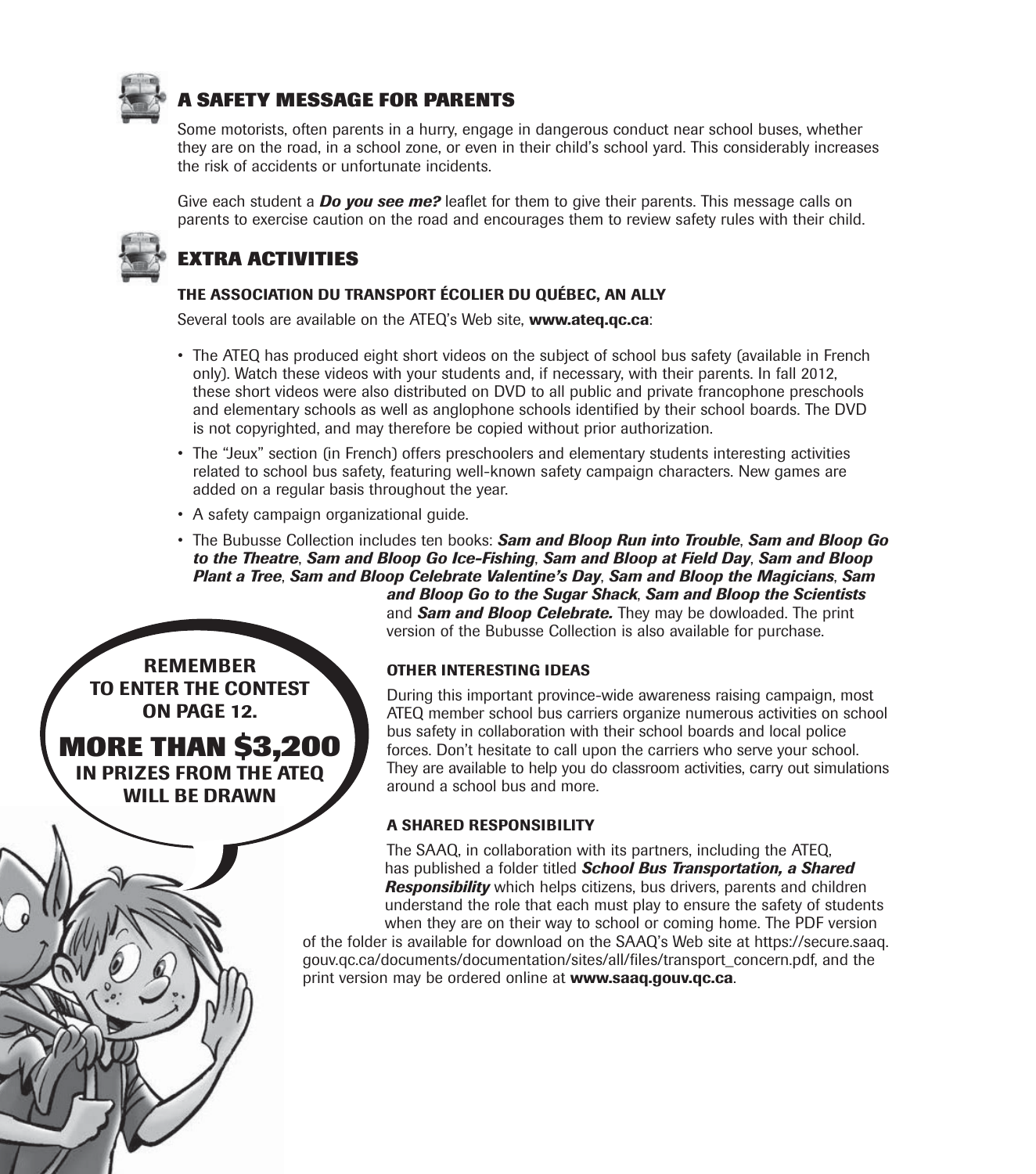## A SAFETY MESSAGE FOR PARENTS

Some motorists, often parents in a hurry, engage in dangerous conduct near school buses, whether they are on the road, in a school zone, or even in their child's school yard. This considerably increases the risk of accidents or unfortunate incidents.

Give each student a ***Do you see me?*** leaflet for them to give their parents. This message calls on parents to exercise caution on the road and encourages them to review safety rules with their child.

## EXTRA ACTIVITIES

### THE ASSOCIATION DU TRANSPORT ÉCOLIER DU QUÉBEC, AN ALLY

Several tools are available on the ATEQ's Web site, **www.ateq.qc.ca**:

- The ATEQ has produced eight short videos on the subject of school bus safety (available in French only). Watch these videos with your students and, if necessary, with their parents. In fall 2012, these short videos were also distributed on DVD to all public and private francophone preschools and elementary schools as well as anglophone schools identified by their school boards. The DVD is not copyrighted, and may therefore be copied without prior authorization.
- The "Jeux" section (in French) offers preschoolers and elementary students interesting activities related to school bus safety, featuring well-known safety campaign characters. New games are added on a regular basis throughout the year.
- A safety campaign organizational guide.
- The Bubusse Collection includes ten books: ***Sam and Bloop Run into Trouble***, ***Sam and Bloop Go to the Theatre***, ***Sam and Bloop Go Ice-Fishing***, ***Sam and Bloop at Field Day***, ***Sam and Bloop Plant a Tree***, ***Sam and Bloop Celebrate Valentine's Day***, ***Sam and Bloop the Magicians***, ***Sam and Bloop Go to the Sugar Shack***, ***Sam and Bloop the Scientists*** and ***Sam and Bloop Celebrate.*** They may be dowloaded. The print version of the Bubusse Collection is also available for purchase.

**REMEMBER TO ENTER THE CONTEST ON PAGE 12.**

**MORE THAN $3,200 IN PRIZES FROM THE ATEQ WILL BE DRAWN**

### OTHER INTERESTING IDEAS

During this important province-wide awareness raising campaign, most ATEQ member school bus carriers organize numerous activities on school bus safety in collaboration with their school boards and local police forces. Don't hesitate to call upon the carriers who serve your school. They are available to help you do classroom activities, carry out simulations around a school bus and more.

### A SHARED RESPONSIBILITY

The SAAQ, in collaboration with its partners, including the ATEQ, has published a folder titled ***School Bus Transportation, a Shared Responsibility*** which helps citizens, bus drivers, parents and children understand the role that each must play to ensure the safety of students when they are on their way to school or coming home. The PDF version of the folder is available for download on the SAAQ's Web site at https://secure.saaq.gouv.qc.ca/documents/documentation/sites/all/files/transport_concern.pdf, and the print version may be ordered online at **www.saaq.gouv.qc.ca**.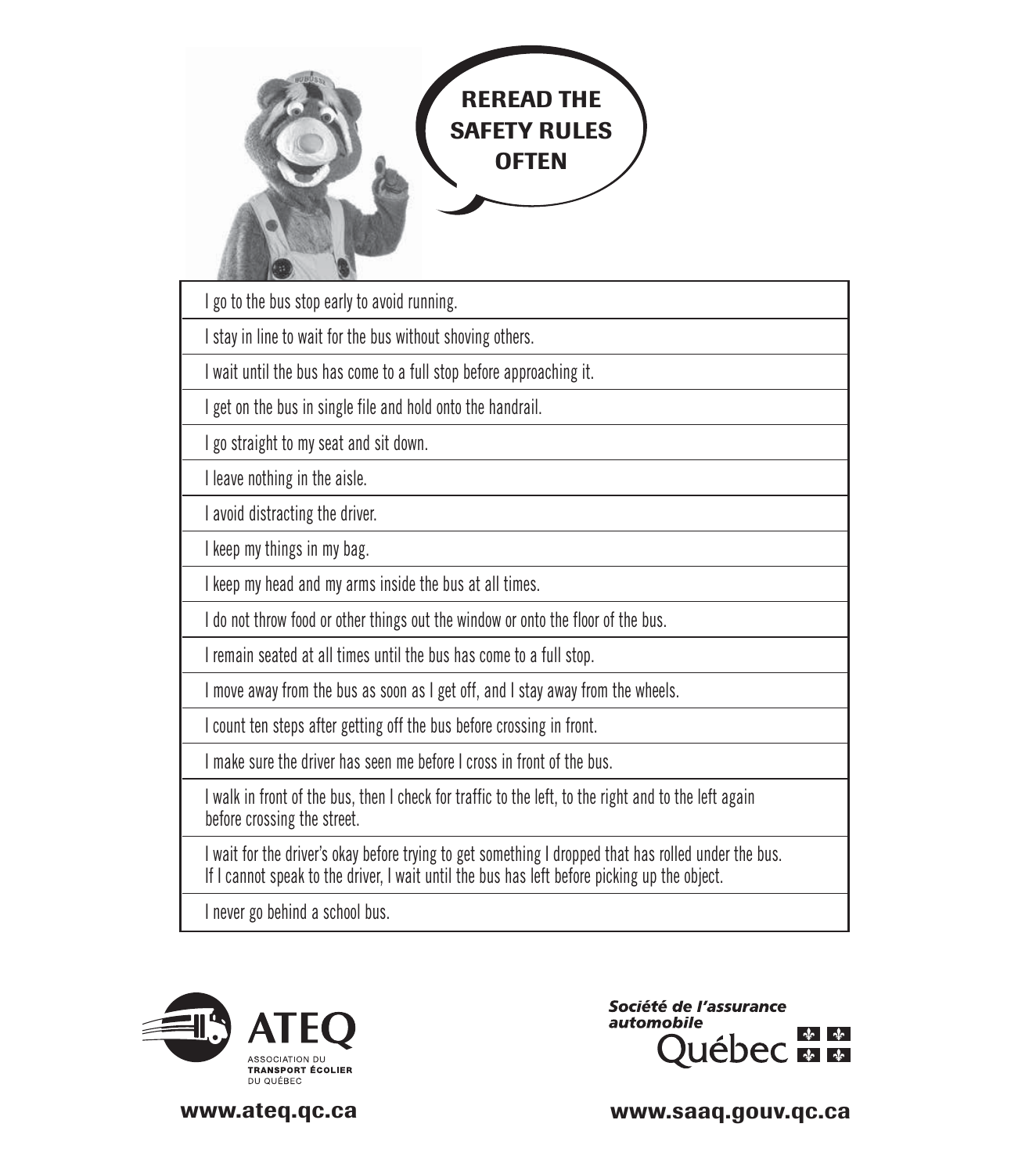## REREAD THE SAFETY RULES OFTEN

| |
|---|
| I go to the bus stop early to avoid running. |
| I stay in line to wait for the bus without shoving others. |
| I wait until the bus has come to a full stop before approaching it. |
| I get on the bus in single file and hold onto the handrail. |
| I go straight to my seat and sit down. |
| I leave nothing in the aisle. |
| I avoid distracting the driver. |
| I keep my things in my bag. |
| I keep my head and my arms inside the bus at all times. |
| I do not throw food or other things out the window or onto the floor of the bus. |
| I remain seated at all times until the bus has come to a full stop. |
| I move away from the bus as soon as I get off, and I stay away from the wheels. |
| I count ten steps after getting off the bus before crossing in front. |
| I make sure the driver has seen me before I cross in front of the bus. |
| I walk in front of the bus, then I check for traffic to the left, to the right and to the left again before crossing the street. |
| I wait for the driver's okay before trying to get something I dropped that has rolled under the bus. If I cannot speak to the driver, I wait until the bus has left before picking up the object. |
| I never go behind a school bus. |

ATEQ — Association du transport écolier du Québec

www.ateq.qc.ca

Société de l'assurance automobile Québec

www.saaq.gouv.qc.ca